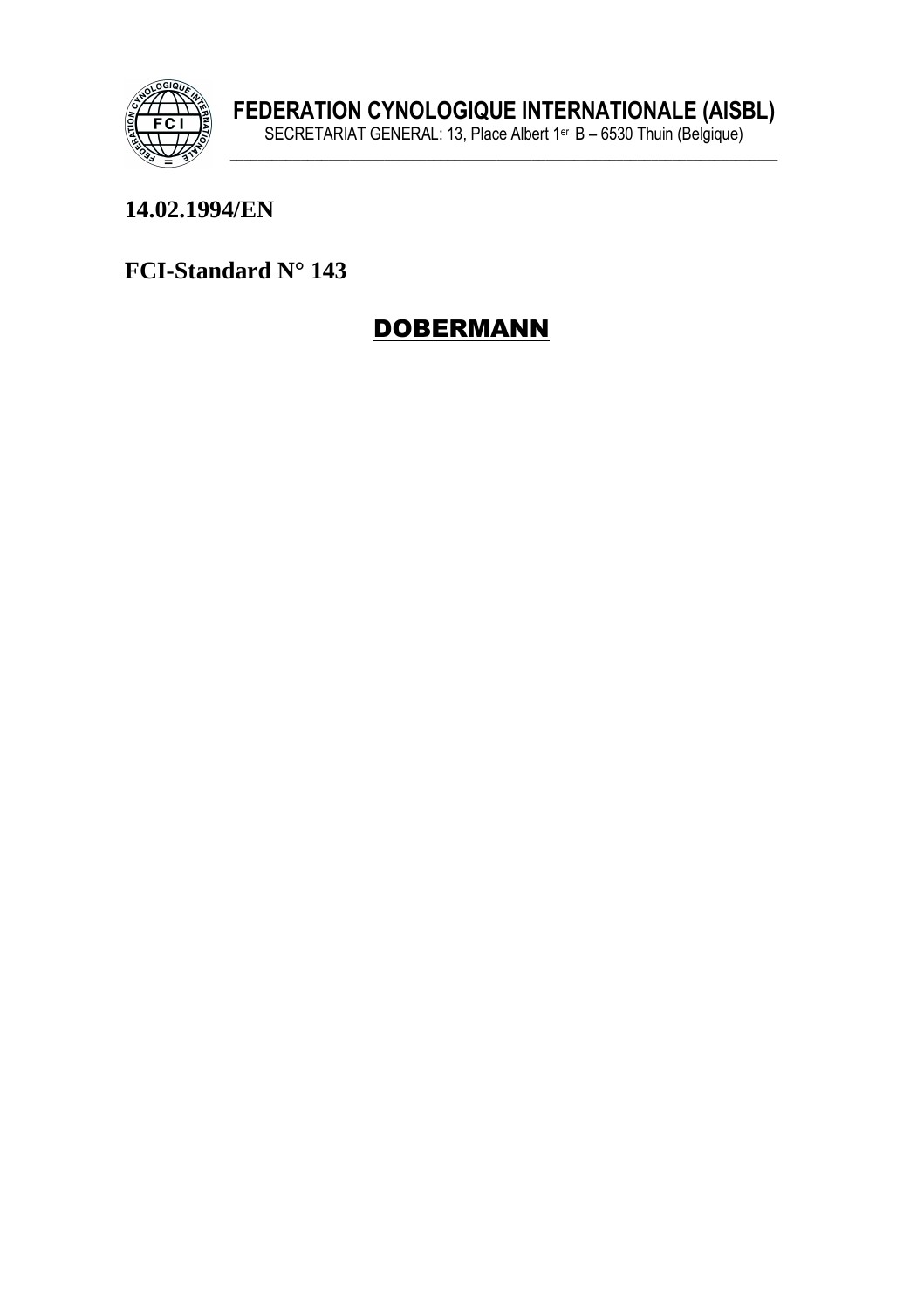**FEDERATION CYNOLOGIQUE INTERNATIONALE (AISBL)**

SECRETARIAT GENERAL: 13, Place Albert 1er B – 6530 Thuin (Belgique)

**14.02.1994/EN**

**FCI-Standard N° 143**

# DOBERMANN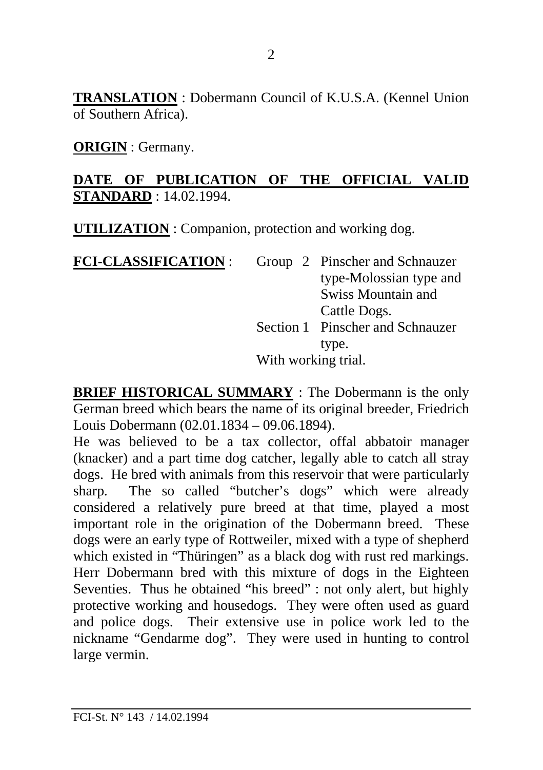**TRANSLATION** : Dobermann Council of K.U.S.A. (Kennel Union of Southern Africa).

**ORIGIN** : Germany.

**DATE OF PUBLICATION OF THE OFFICIAL VALID STANDARD** : 14.02.1994.

**UTILIZATION** : Companion, protection and working dog.

**FCI-CLASSIFICATION** : Group 2 Pinscher and Schnauzer type-Molossian type and Swiss Mountain and Cattle Dogs.
Section 1 Pinscher and Schnauzer type.
With working trial.

**BRIEF HISTORICAL SUMMARY** : The Dobermann is the only German breed which bears the name of its original breeder, Friedrich Louis Dobermann (02.01.1834 – 09.06.1894).
He was believed to be a tax collector, offal abbatoir manager (knacker) and a part time dog catcher, legally able to catch all stray dogs. He bred with animals from this reservoir that were particularly sharp. The so called "butcher's dogs" which were already considered a relatively pure breed at that time, played a most important role in the origination of the Dobermann breed. These dogs were an early type of Rottweiler, mixed with a type of shepherd which existed in "Thüringen" as a black dog with rust red markings. Herr Dobermann bred with this mixture of dogs in the Eighteen Seventies. Thus he obtained "his breed" : not only alert, but highly protective working and housedogs. They were often used as guard and police dogs. Their extensive use in police work led to the nickname "Gendarme dog". They were used in hunting to control large vermin.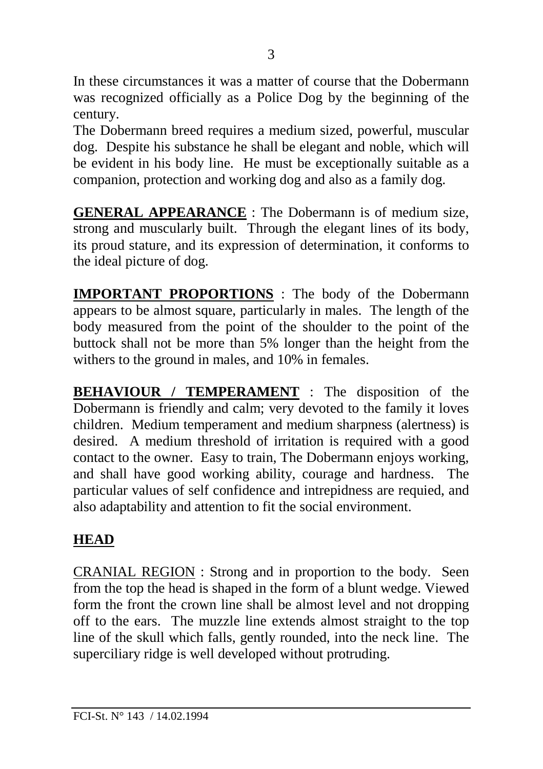In these circumstances it was a matter of course that the Dobermann was recognized officially as a Police Dog by the beginning of the century.
The Dobermann breed requires a medium sized, powerful, muscular dog. Despite his substance he shall be elegant and noble, which will be evident in his body line. He must be exceptionally suitable as a companion, protection and working dog and also as a family dog.

**GENERAL APPEARANCE** : The Dobermann is of medium size, strong and muscularly built. Through the elegant lines of its body, its proud stature, and its expression of determination, it conforms to the ideal picture of dog.

**IMPORTANT PROPORTIONS** : The body of the Dobermann appears to be almost square, particularly in males. The length of the body measured from the point of the shoulder to the point of the buttock shall not be more than 5% longer than the height from the withers to the ground in males, and 10% in females.

**BEHAVIOUR / TEMPERAMENT** : The disposition of the Dobermann is friendly and calm; very devoted to the family it loves children. Medium temperament and medium sharpness (alertness) is desired. A medium threshold of irritation is required with a good contact to the owner. Easy to train, The Dobermann enjoys working, and shall have good working ability, courage and hardness. The particular values of self confidence and intrepidness are requied, and also adaptability and attention to fit the social environment.

## HEAD

CRANIAL REGION : Strong and in proportion to the body. Seen from the top the head is shaped in the form of a blunt wedge. Viewed form the front the crown line shall be almost level and not dropping off to the ears. The muzzle line extends almost straight to the top line of the skull which falls, gently rounded, into the neck line. The superciliary ridge is well developed without protruding.

FCI-St. N° 143 / 14.02.1994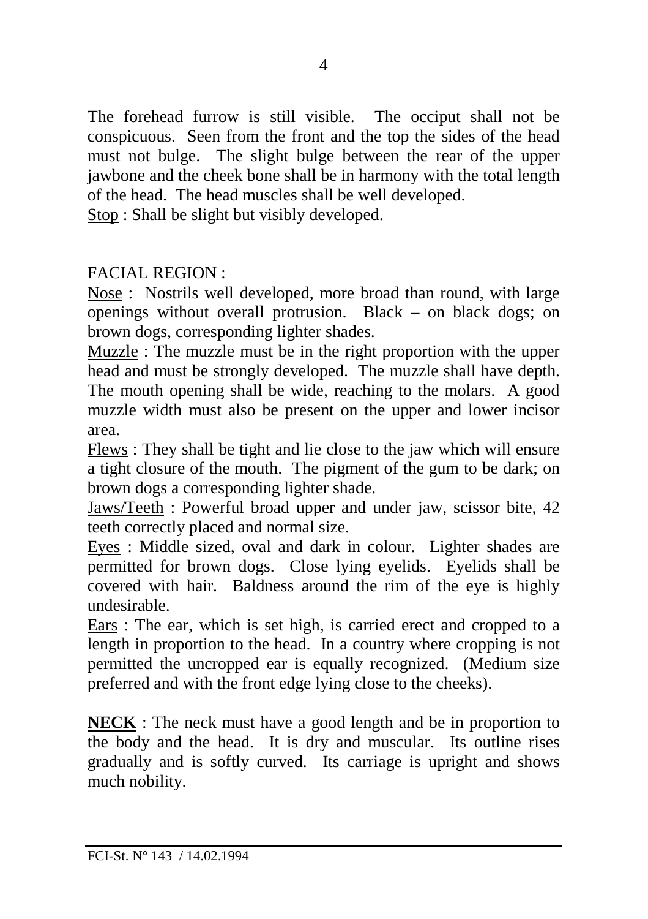The forehead furrow is still visible. The occiput shall not be conspicuous. Seen from the front and the top the sides of the head must not bulge. The slight bulge between the rear of the upper jawbone and the cheek bone shall be in harmony with the total length of the head. The head muscles shall be well developed.

Stop : Shall be slight but visibly developed.

FACIAL REGION :

Nose : Nostrils well developed, more broad than round, with large openings without overall protrusion. Black – on black dogs; on brown dogs, corresponding lighter shades.

Muzzle : The muzzle must be in the right proportion with the upper head and must be strongly developed. The muzzle shall have depth. The mouth opening shall be wide, reaching to the molars. A good muzzle width must also be present on the upper and lower incisor area.

Flews : They shall be tight and lie close to the jaw which will ensure a tight closure of the mouth. The pigment of the gum to be dark; on brown dogs a corresponding lighter shade.

Jaws/Teeth : Powerful broad upper and under jaw, scissor bite, 42 teeth correctly placed and normal size.

Eyes : Middle sized, oval and dark in colour. Lighter shades are permitted for brown dogs. Close lying eyelids. Eyelids shall be covered with hair. Baldness around the rim of the eye is highly undesirable.

Ears : The ear, which is set high, is carried erect and cropped to a length in proportion to the head. In a country where cropping is not permitted the uncropped ear is equally recognized. (Medium size preferred and with the front edge lying close to the cheeks).

**NECK** : The neck must have a good length and be in proportion to the body and the head. It is dry and muscular. Its outline rises gradually and is softly curved. Its carriage is upright and shows much nobility.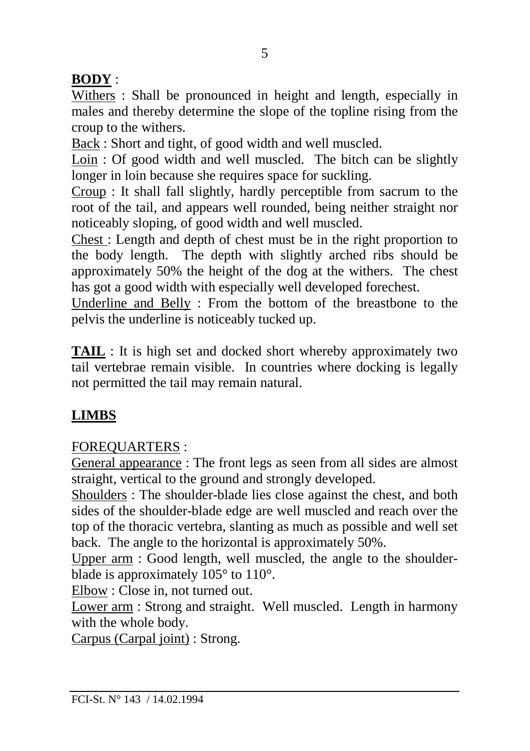**BODY** :

Withers : Shall be pronounced in height and length, especially in males and thereby determine the slope of the topline rising from the croup to the withers.

Back : Short and tight, of good width and well muscled.

Loin : Of good width and well muscled. The bitch can be slightly longer in loin because she requires space for suckling.

Croup : It shall fall slightly, hardly perceptible from sacrum to the root of the tail, and appears well rounded, being neither straight nor noticeably sloping, of good width and well muscled.

Chest : Length and depth of chest must be in the right proportion to the body length. The depth with slightly arched ribs should be approximately 50% the height of the dog at the withers. The chest has got a good width with especially well developed forechest.

Underline and Belly : From the bottom of the breastbone to the pelvis the underline is noticeably tucked up.

**TAIL** : It is high set and docked short whereby approximately two tail vertebrae remain visible. In countries where docking is legally not permitted the tail may remain natural.

## LIMBS

FOREQUARTERS :

General appearance : The front legs as seen from all sides are almost straight, vertical to the ground and strongly developed.

Shoulders : The shoulder-blade lies close against the chest, and both sides of the shoulder-blade edge are well muscled and reach over the top of the thoracic vertebra, slanting as much as possible and well set back. The angle to the horizontal is approximately 50%.

Upper arm : Good length, well muscled, the angle to the shoulder-blade is approximately 105° to 110°.

Elbow : Close in, not turned out.

Lower arm : Strong and straight. Well muscled. Length in harmony with the whole body.

Carpus (Carpal joint) : Strong.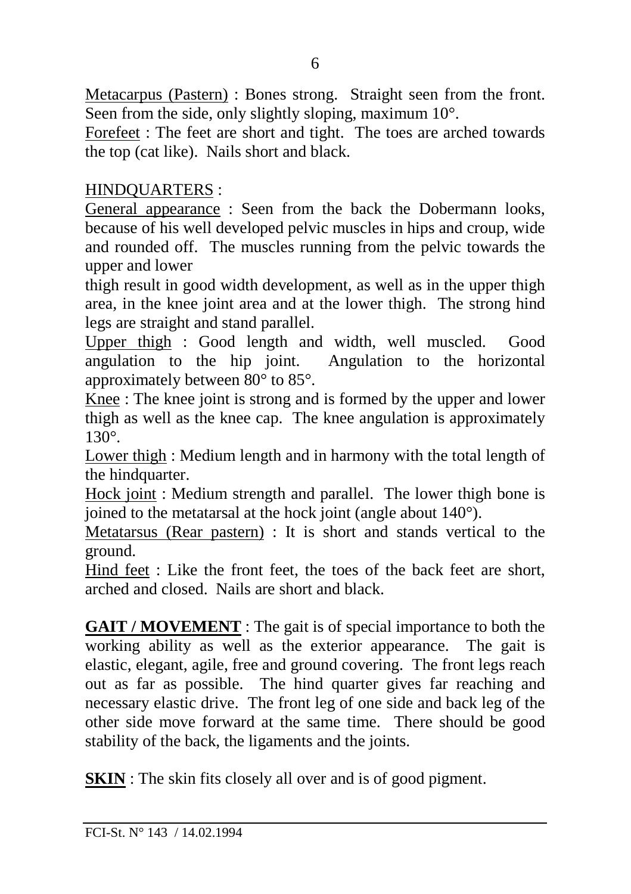Metacarpus (Pastern) : Bones strong. Straight seen from the front. Seen from the side, only slightly sloping, maximum 10°.
Forefeet : The feet are short and tight. The toes are arched towards the top (cat like). Nails short and black.

HINDQUARTERS :
General appearance : Seen from the back the Dobermann looks, because of his well developed pelvic muscles in hips and croup, wide and rounded off. The muscles running from the pelvic towards the upper and lower thigh result in good width development, as well as in the upper thigh area, in the knee joint area and at the lower thigh. The strong hind legs are straight and stand parallel.
Upper thigh : Good length and width, well muscled. Good angulation to the hip joint. Angulation to the horizontal approximately between 80° to 85°.
Knee : The knee joint is strong and is formed by the upper and lower thigh as well as the knee cap. The knee angulation is approximately 130°.
Lower thigh : Medium length and in harmony with the total length of the hindquarter.
Hock joint : Medium strength and parallel. The lower thigh bone is joined to the metatarsal at the hock joint (angle about 140°).
Metatarsus (Rear pastern) : It is short and stands vertical to the ground.
Hind feet : Like the front feet, the toes of the back feet are short, arched and closed. Nails are short and black.

**GAIT / MOVEMENT** : The gait is of special importance to both the working ability as well as the exterior appearance. The gait is elastic, elegant, agile, free and ground covering. The front legs reach out as far as possible. The hind quarter gives far reaching and necessary elastic drive. The front leg of one side and back leg of the other side move forward at the same time. There should be good stability of the back, the ligaments and the joints.

**SKIN** : The skin fits closely all over and is of good pigment.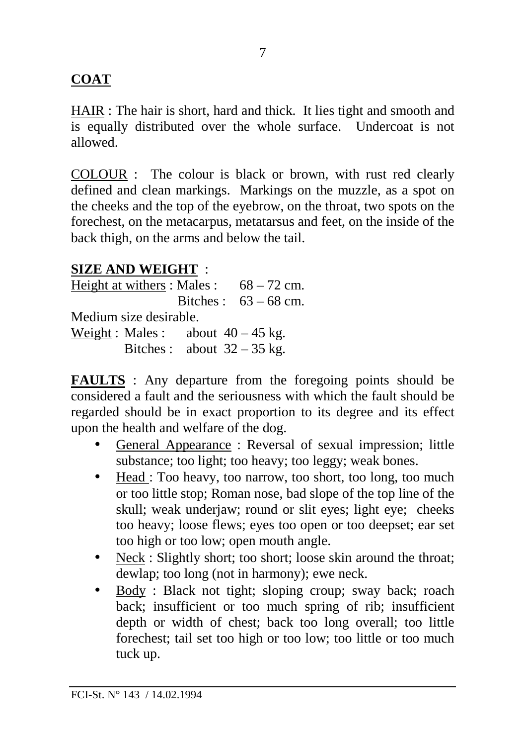## COAT

HAIR : The hair is short, hard and thick. It lies tight and smooth and is equally distributed over the whole surface. Undercoat is not allowed.

COLOUR : The colour is black or brown, with rust red clearly defined and clean markings. Markings on the muzzle, as a spot on the cheeks and the top of the eyebrow, on the throat, two spots on the forechest, on the metacarpus, metatarsus and feet, on the inside of the back thigh, on the arms and below the tail.

## SIZE AND WEIGHT :

Height at withers : Males : 68 – 72 cm.
Bitches : 63 – 68 cm.

Medium size desirable.

Weight : Males : about 40 – 45 kg.
Bitches : about 32 – 35 kg.

**FAULTS** : Any departure from the foregoing points should be considered a fault and the seriousness with which the fault should be regarded should be in exact proportion to its degree and its effect upon the health and welfare of the dog.

- General Appearance : Reversal of sexual impression; little substance; too light; too heavy; too leggy; weak bones.
- Head : Too heavy, too narrow, too short, too long, too much or too little stop; Roman nose, bad slope of the top line of the skull; weak underjaw; round or slit eyes; light eye; cheeks too heavy; loose flews; eyes too open or too deepset; ear set too high or too low; open mouth angle.
- Neck : Slightly short; too short; loose skin around the throat; dewlap; too long (not in harmony); ewe neck.
- Body : Black not tight; sloping croup; sway back; roach back; insufficient or too much spring of rib; insufficient depth or width of chest; back too long overall; too little forechest; tail set too high or too low; too little or too much tuck up.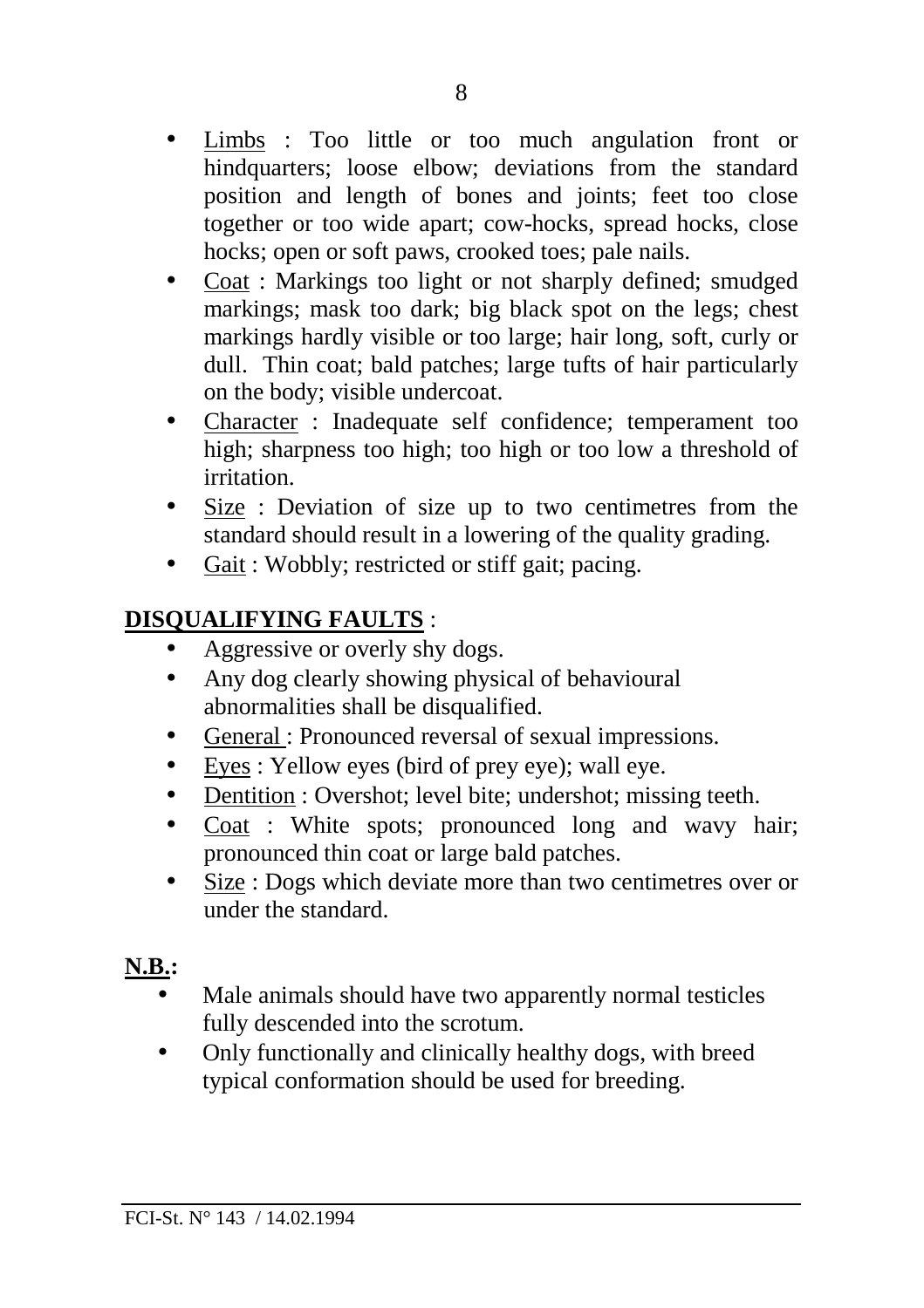- Limbs : Too little or too much angulation front or hindquarters; loose elbow; deviations from the standard position and length of bones and joints; feet too close together or too wide apart; cow-hocks, spread hocks, close hocks; open or soft paws, crooked toes; pale nails.
- Coat : Markings too light or not sharply defined; smudged markings; mask too dark; big black spot on the legs; chest markings hardly visible or too large; hair long, soft, curly or dull. Thin coat; bald patches; large tufts of hair particularly on the body; visible undercoat.
- Character : Inadequate self confidence; temperament too high; sharpness too high; too high or too low a threshold of irritation.
- Size : Deviation of size up to two centimetres from the standard should result in a lowering of the quality grading.
- Gait : Wobbly; restricted or stiff gait; pacing.

**DISQUALIFYING FAULTS** :

- Aggressive or overly shy dogs.
- Any dog clearly showing physical of behavioural abnormalities shall be disqualified.
- General : Pronounced reversal of sexual impressions.
- Eyes : Yellow eyes (bird of prey eye); wall eye.
- Dentition : Overshot; level bite; undershot; missing teeth.
- Coat : White spots; pronounced long and wavy hair; pronounced thin coat or large bald patches.
- Size : Dogs which deviate more than two centimetres over or under the standard.

**N.B.:**

- Male animals should have two apparently normal testicles fully descended into the scrotum.
- Only functionally and clinically healthy dogs, with breed typical conformation should be used for breeding.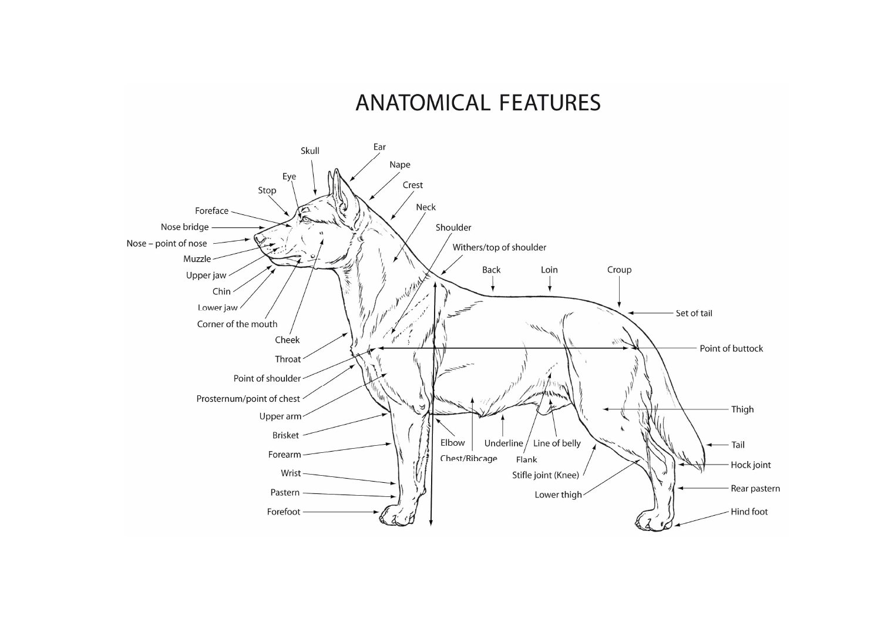# ANATOMICAL FEATURES

Skull
Ear
Nape
Eye
Stop
Crest
Neck
Foreface
Nose bridge
Nose – point of nose
Muzzle
Upper jaw
Chin
Lower jaw
Corner of the mouth
Cheek
Throat
Point of shoulder
Prosternum/point of chest
Upper arm
Brisket
Forearm
Wrist
Pastern
Forefoot
Shoulder
Withers/top of shoulder
Back
Loin
Croup
Set of tail
Point of buttock
Thigh
Tail
Hock joint
Rear pastern
Hind foot
Elbow
Chest/Ribcage
Underline
Line of belly
Flank
Stifle joint (Knee)
Lower thigh